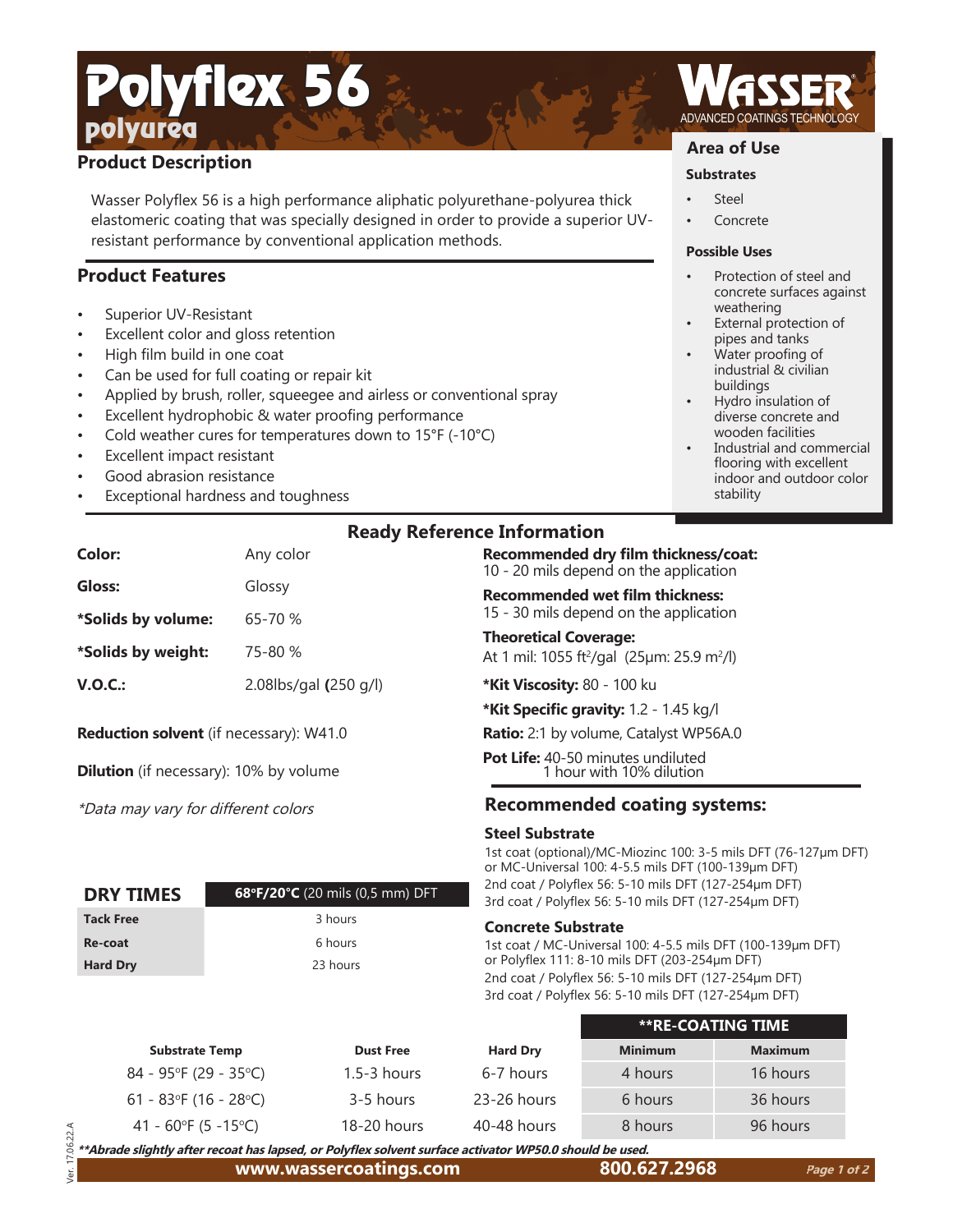# Polyflex 56

## polyurea

**WASSER** ADVANCED COATINGS TECHNOLOGY

## Product Description

Wasser Polyflex 56 is a high performance aliphatic polyurethane-polyurea thick elastomeric coating that was specially designed in order to provide a superior UV-resistant performance by conventional application methods.

## Product Features

- Superior UV-Resistant
- Excellent color and gloss retention
- High film build in one coat
- Can be used for full coating or repair kit
- Applied by brush, roller, squeegee and airless or conventional spray
- Excellent hydrophobic & water proofing performance
- Cold weather cures for temperatures down to 15°F (-10°C)
- Excellent impact resistant
- Good abrasion resistance
- Exceptional hardness and toughness

## Area of Use

### Substrates

- Steel
- Concrete

### Possible Uses

- Protection of steel and concrete surfaces against weathering
- External protection of pipes and tanks
- Water proofing of industrial & civilian buildings
- Hydro insulation of diverse concrete and wooden facilities
- Industrial and commercial flooring with excellent indoor and outdoor color stability

## Ready Reference Information

**Color:** Any color

**Gloss:** Glossy

***Solids by volume:** 65-70 %

***Solids by weight:** 75-80 %

**V.O.C.:** 2.08lbs/gal **(**250 g/l)

**Reduction solvent** (if necessary): W41.0

**Dilution** (if necessary): 10% by volume

*\*Data may vary for different colors*

**Recommended dry film thickness/coat:**
10 - 20 mils depend on the application

**Recommended wet film thickness:**
15 - 30 mils depend on the application

**Theoretical Coverage:**
At 1 mil: 1055 ft²/gal (25µm: 25.9 m²/l)

***Kit Viscosity:** 80 - 100 ku

***Kit Specific gravity:** 1.2 - 1.45 kg/l

**Ratio:** 2:1 by volume, Catalyst WP56A.0

**Pot Life:** 40-50 minutes undiluted
1 hour with 10% dilution

| DRY TIMES | 68°F/20°C (20 mils (0,5 mm) DFT |
|---|---|
| Tack Free | 3 hours |
| Re-coat | 6 hours |
| Hard Dry | 23 hours |

## Recommended coating systems:

### Steel Substrate

1st coat (optional)/MC-Miozinc 100: 3-5 mils DFT (76-127µm DFT)
or MC-Universal 100: 4-5.5 mils DFT (100-139µm DFT)
2nd coat / Polyflex 56: 5-10 mils DFT (127-254µm DFT)
3rd coat / Polyflex 56: 5-10 mils DFT (127-254µm DFT)

### Concrete Substrate

1st coat / MC-Universal 100: 4-5.5 mils DFT (100-139µm DFT)
or Polyflex 111: 8-10 mils DFT (203-254µm DFT)
2nd coat / Polyflex 56: 5-10 mils DFT (127-254µm DFT)
3rd coat / Polyflex 56: 5-10 mils DFT (127-254µm DFT)

| Substrate Temp | Dust Free | Hard Dry | **RE-COATING TIME | |
|---|---|---|---|---|
| | | | Minimum | Maximum |
| 84 - 95°F (29 - 35°C) | 1.5-3 hours | 6-7 hours | 4 hours | 16 hours |
| 61 - 83°F (16 - 28°C) | 3-5 hours | 23-26 hours | 6 hours | 36 hours |
| 41 - 60°F (5 -15°C) | 18-20 hours | 40-48 hours | 8 hours | 96 hours |

***\*\*Abrade slightly after recoat has lapsed, or Polyflex solvent surface activator WP50.0 should be used.***

Ver. 17.06.22.A

www.wassercoatings.com 800.627.2968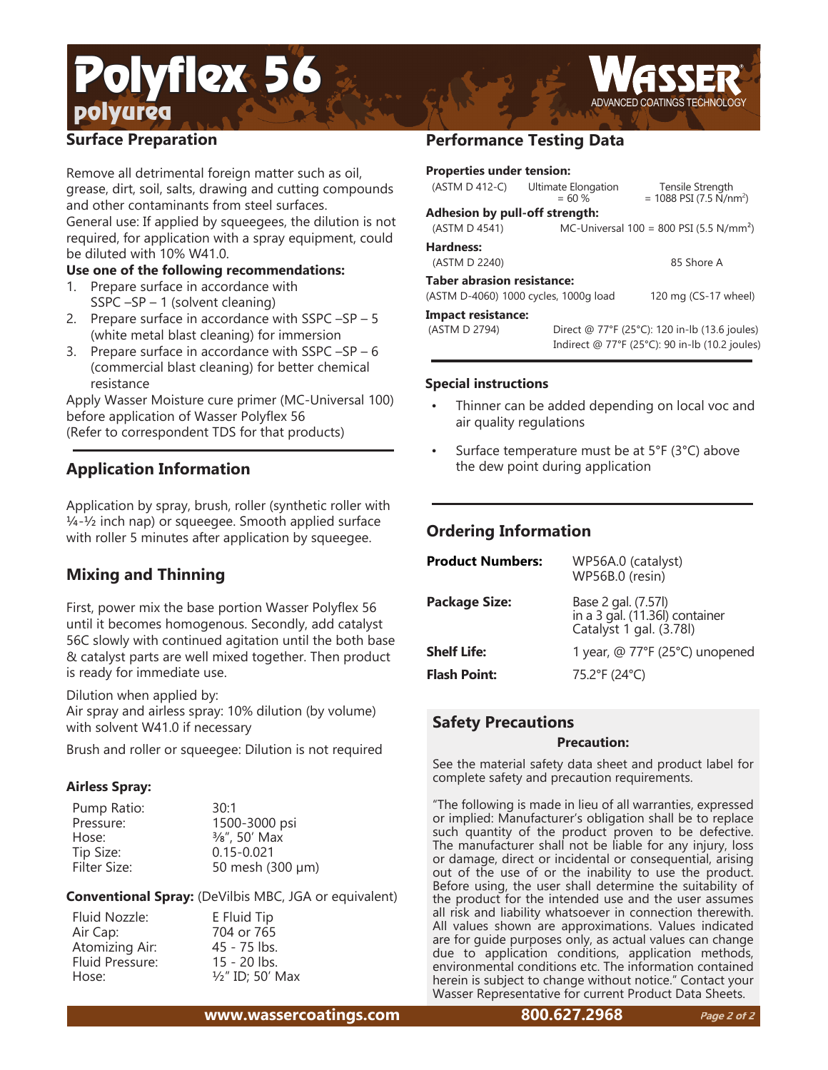# Polyflex 56

## polyurea

WASSER ADVANCED COATINGS TECHNOLOGY

## Surface Preparation

Remove all detrimental foreign matter such as oil, grease, dirt, soil, salts, drawing and cutting compounds and other contaminants from steel surfaces.
General use: If applied by squeegees, the dilution is not required, for application with a spray equipment, could be diluted with 10% W41.0.

**Use one of the following recommendations:**

1. Prepare surface in accordance with SSPC –SP – 1 (solvent cleaning)
2. Prepare surface in accordance with SSPC –SP – 5 (white metal blast cleaning) for immersion
3. Prepare surface in accordance with SSPC –SP – 6 (commercial blast cleaning) for better chemical resistance

Apply Wasser Moisture cure primer (MC-Universal 100) before application of Wasser Polyflex 56
(Refer to correspondent TDS for that products)

## Application Information

Application by spray, brush, roller (synthetic roller with ¼-½ inch nap) or squeegee. Smooth applied surface with roller 5 minutes after application by squeegee.

## Mixing and Thinning

First, power mix the base portion Wasser Polyflex 56 until it becomes homogenous. Secondly, add catalyst 56C slowly with continued agitation until the both base & catalyst parts are well mixed together. Then product is ready for immediate use.

Dilution when applied by:
Air spray and airless spray: 10% dilution (by volume) with solvent W41.0 if necessary

Brush and roller or squeegee: Dilution is not required

**Airless Spray:**

| | |
|---|---|
| Pump Ratio: | 30:1 |
| Pressure: | 1500-3000 psi |
| Hose: | ⅜", 50' Max |
| Tip Size: | 0.15-0.021 |
| Filter Size: | 50 mesh (300 µm) |

**Conventional Spray:** (DeVilbis MBC, JGA or equivalent)

| | |
|---|---|
| Fluid Nozzle: | E Fluid Tip |
| Air Cap: | 704 or 765 |
| Atomizing Air: | 45 - 75 lbs. |
| Fluid Pressure: | 15 - 20 lbs. |
| Hose: | ½" ID; 50' Max |

## Performance Testing Data

**Properties under tension:**
(ASTM D 412-C) Ultimate Elongation = 60 % Tensile Strength = 1088 PSI (7.5 $N/nm^2$)

**Adhesion by pull-off strength:**
(ASTM D 4541) MC-Universal 100 = 800 PSI (5.5 $N/mm^2$)

**Hardness:**
(ASTM D 2240) 85 Shore A

**Taber abrasion resistance:**
(ASTM D-4060) 1000 cycles, 1000g load 120 mg (CS-17 wheel)

**Impact resistance:**
(ASTM D 2794) Direct @ 77°F (25°C): 120 in-lb (13.6 joules)
Indirect @ 77°F (25°C): 90 in-lb (10.2 joules)

### Special instructions

- Thinner can be added depending on local voc and air quality regulations
- Surface temperature must be at 5°F (3°C) above the dew point during application

## Ordering Information

| | |
|---|---|
| **Product Numbers:** | WP56A.0 (catalyst)<br>WP56B.0 (resin) |
| **Package Size:** | Base 2 gal. (7.57l) in a 3 gal. (11.36l) container<br>Catalyst 1 gal. (3.78l) |
| **Shelf Life:** | 1 year, @ 77°F (25°C) unopened |
| **Flash Point:** | 75.2°F (24°C) |

## Safety Precautions

**Precaution:**

See the material safety data sheet and product label for complete safety and precaution requirements.

"The following is made in lieu of all warranties, expressed or implied: Manufacturer's obligation shall be to replace such quantity of the product proven to be defective. The manufacturer shall not be liable for any injury, loss or damage, direct or incidental or consequential, arising out of the use of or the inability to use the product. Before using, the user shall determine the suitability of the product for the intended use and the user assumes all risk and liability whatsoever in connection therewith. All values shown are approximations. Values indicated are for guide purposes only, as actual values can change due to application conditions, application methods, environmental conditions etc. The information contained herein is subject to change without notice." Contact your Wasser Representative for current Product Data Sheets.

www.wassercoatings.com 800.627.2968